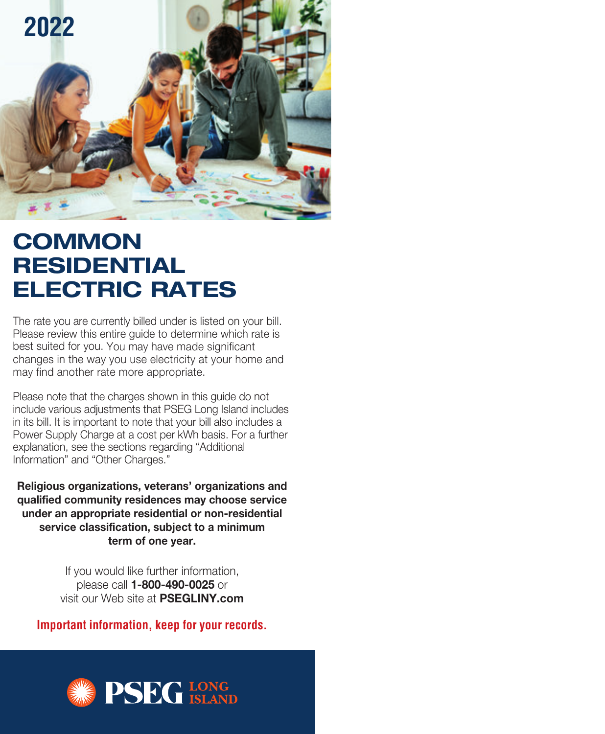2022

# COMMON RESIDENTIAL ELECTRIC RATES

The rate you are currently billed under is listed on your bill. Please review this entire guide to determine which rate is best suited for you. You may have made significant changes in the way you use electricity at your home and may find another rate more appropriate.

Please note that the charges shown in this guide do not include various adjustments that PSEG Long Island includes in its bill. It is important to note that your bill also includes a Power Supply Charge at a cost per kWh basis. For a further explanation, see the sections regarding "Additional Information" and "Other Charges."

**Religious organizations, veterans' organizations and qualified community residences may choose service under an appropriate residential or non-residential service classification, subject to a minimum term of one year.**

If you would like further information, please call **1-800-490-0025** or visit our Web site at **PSEGLINY.com**

**Important information, keep for your records.**

PSEG LONG ISLAND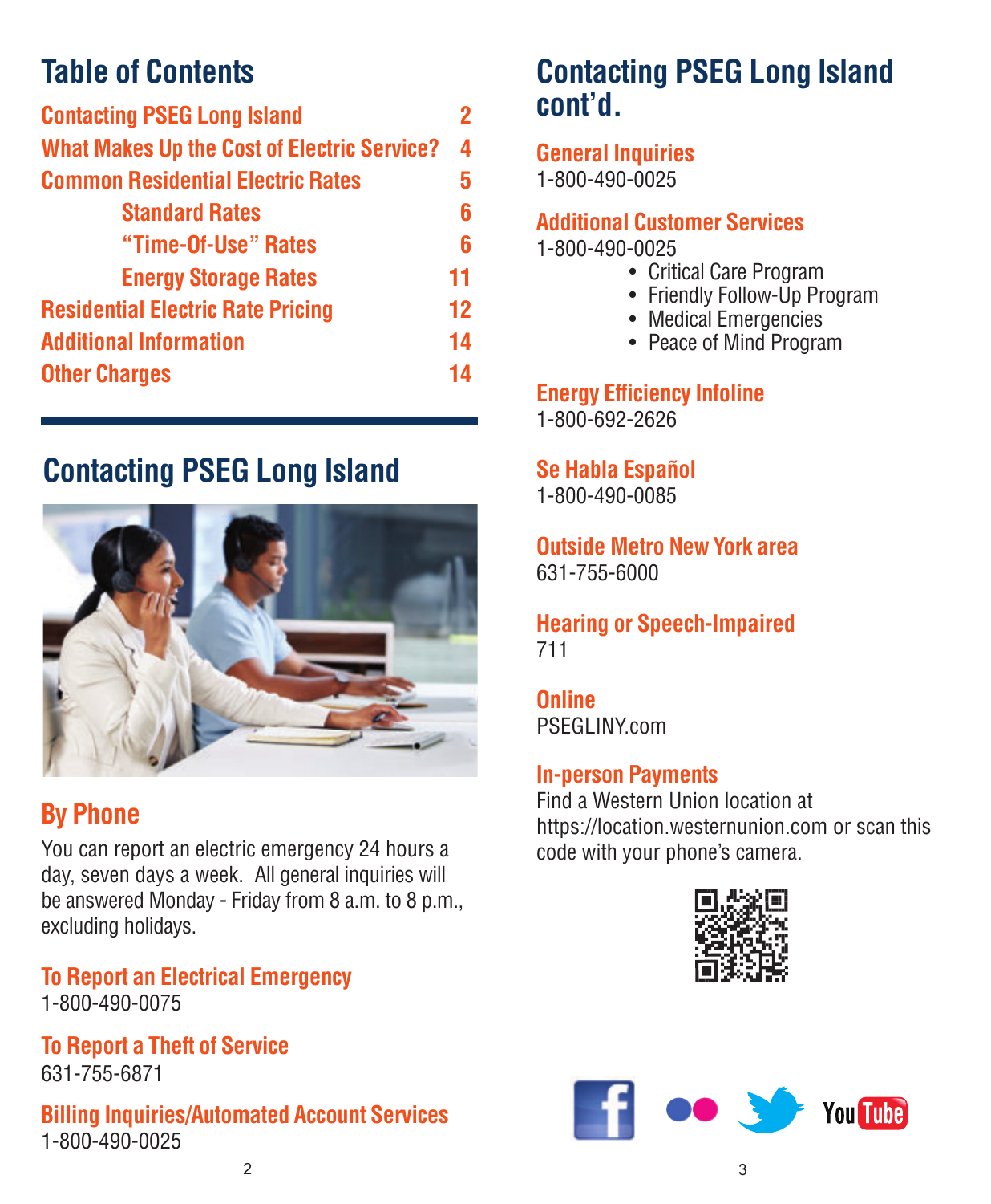## Table of Contents

| | |
|---|---|
| Contacting PSEG Long Island | 2 |
| What Makes Up the Cost of Electric Service? | 4 |
| Common Residential Electric Rates | 5 |
| Standard Rates | 6 |
| "Time-Of-Use" Rates | 6 |
| Energy Storage Rates | 11 |
| Residential Electric Rate Pricing | 12 |
| Additional Information | 14 |
| Other Charges | 14 |

## Contacting PSEG Long Island

### By Phone

You can report an electric emergency 24 hours a day, seven days a week. All general inquiries will be answered Monday - Friday from 8 a.m. to 8 p.m., excluding holidays.

### To Report an Electrical Emergency

1-800-490-0075

### To Report a Theft of Service

631-755-6871

### Billing Inquiries/Automated Account Services

1-800-490-0025

## Contacting PSEG Long Island cont'd.

### General Inquiries

1-800-490-0025

### Additional Customer Services

1-800-490-0025

- Critical Care Program
- Friendly Follow-Up Program
- Medical Emergencies
- Peace of Mind Program

### Energy Efficiency Infoline

1-800-692-2626

### Se Habla Español

1-800-490-0085

### Outside Metro New York area

631-755-6000

### Hearing or Speech-Impaired

711

### Online

PSEGLINY.com

### In-person Payments

Find a Western Union location at https://location.westernunion.com or scan this code with your phone's camera.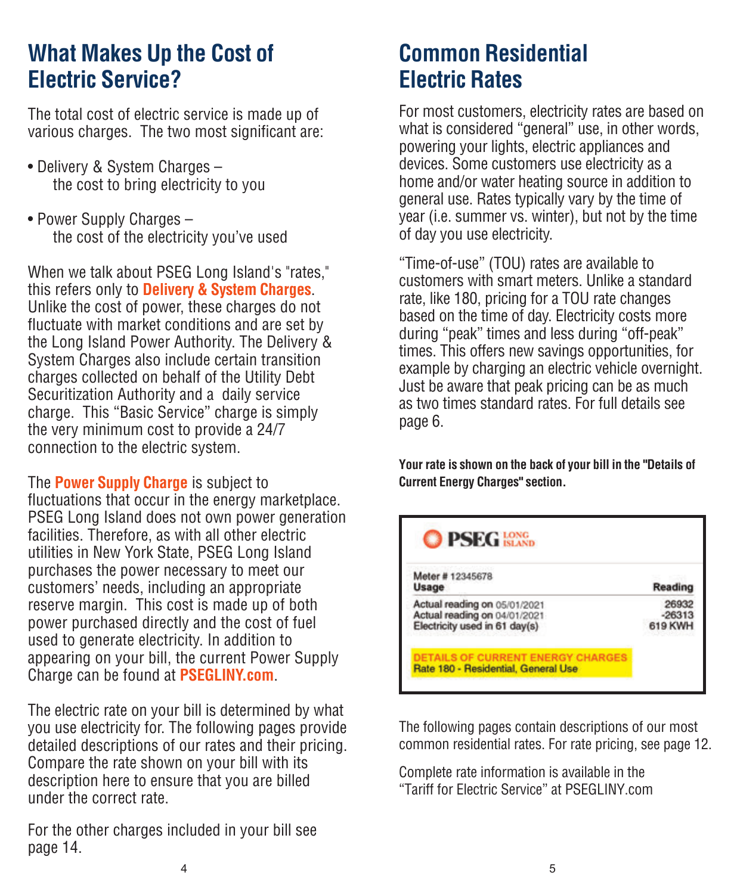## What Makes Up the Cost of Electric Service?

The total cost of electric service is made up of various charges. The two most significant are:

- Delivery & System Charges – the cost to bring electricity to you
- Power Supply Charges – the cost of the electricity you've used

When we talk about PSEG Long Island's "rates," this refers only to **Delivery & System Charges**. Unlike the cost of power, these charges do not fluctuate with market conditions and are set by the Long Island Power Authority. The Delivery & System Charges also include certain transition charges collected on behalf of the Utility Debt Securitization Authority and a daily service charge. This "Basic Service" charge is simply the very minimum cost to provide a 24/7 connection to the electric system.

The **Power Supply Charge** is subject to fluctuations that occur in the energy marketplace. PSEG Long Island does not own power generation facilities. Therefore, as with all other electric utilities in New York State, PSEG Long Island purchases the power necessary to meet our customers' needs, including an appropriate reserve margin. This cost is made up of both power purchased directly and the cost of fuel used to generate electricity. In addition to appearing on your bill, the current Power Supply Charge can be found at **PSEGLINY.com**.

The electric rate on your bill is determined by what you use electricity for. The following pages provide detailed descriptions of our rates and their pricing. Compare the rate shown on your bill with its description here to ensure that you are billed under the correct rate.

For the other charges included in your bill see page 14.

## Common Residential Electric Rates

For most customers, electricity rates are based on what is considered "general" use, in other words, powering your lights, electric appliances and devices. Some customers use electricity as a home and/or water heating source in addition to general use. Rates typically vary by the time of year (i.e. summer vs. winter), but not by the time of day you use electricity.

"Time-of-use" (TOU) rates are available to customers with smart meters. Unlike a standard rate, like 180, pricing for a TOU rate changes based on the time of day. Electricity costs more during "peak" times and less during "off-peak" times. This offers new savings opportunities, for example by charging an electric vehicle overnight. Just be aware that peak pricing can be as much as two times standard rates. For full details see page 6.

**Your rate is shown on the back of your bill in the "Details of Current Energy Charges" section.**

PSEG LONG ISLAND

Meter # 12345678

| Usage | Reading |
|---|---|
| Actual reading on 05/01/2021 | 26932 |
| Actual reading on 04/01/2021 | -26313 |
| Electricity used in 61 day(s) | 619 KWH |

DETAILS OF CURRENT ENERGY CHARGES
Rate 180 - Residential, General Use

The following pages contain descriptions of our most common residential rates. For rate pricing, see page 12.

Complete rate information is available in the "Tariff for Electric Service" at PSEGLINY.com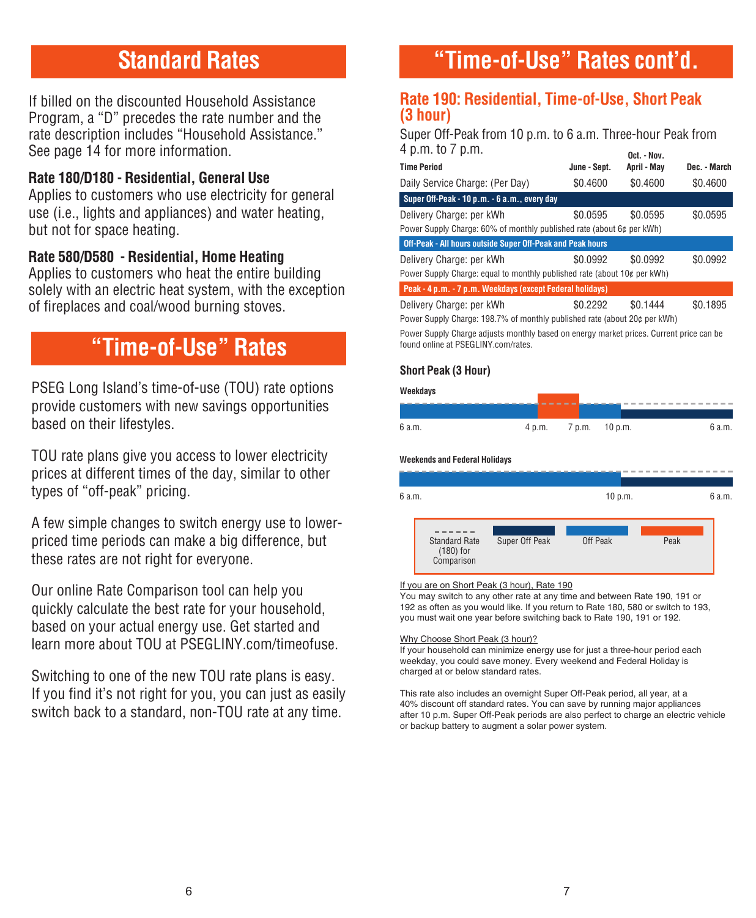# Standard Rates

If billed on the discounted Household Assistance Program, a "D" precedes the rate number and the rate description includes "Household Assistance." See page 14 for more information.

**Rate 180/D180 - Residential, General Use**

Applies to customers who use electricity for general use (i.e., lights and appliances) and water heating, but not for space heating.

**Rate 580/D580 - Residential, Home Heating**

Applies to customers who heat the entire building solely with an electric heat system, with the exception of fireplaces and coal/wood burning stoves.

# "Time-of-Use" Rates

PSEG Long Island's time-of-use (TOU) rate options provide customers with new savings opportunities based on their lifestyles.

TOU rate plans give you access to lower electricity prices at different times of the day, similar to other types of "off-peak" pricing.

A few simple changes to switch energy use to lower-priced time periods can make a big difference, but these rates are not right for everyone.

Our online Rate Comparison tool can help you quickly calculate the best rate for your household, based on your actual energy use. Get started and learn more about TOU at PSEGLINY.com/timeofuse.

Switching to one of the new TOU rate plans is easy. If you find it's not right for you, you can just as easily switch back to a standard, non-TOU rate at any time.

# "Time-of-Use" Rates cont'd.

## Rate 190: Residential, Time-of-Use, Short Peak (3 hour)

Super Off-Peak from 10 p.m. to 6 a.m. Three-hour Peak from 4 p.m. to 7 p.m.

| Time Period | June - Sept. | Oct. - Nov. April - May | Dec. - March |
|---|---|---|---|
| Daily Service Charge: (Per Day) | $0.4600 | $0.4600 | $0.4600 |
| **Super Off-Peak - 10 p.m. - 6 a.m., every day** | | | |
| Delivery Charge: per kWh | $0.0595 | $0.0595 | $0.0595 |
| Power Supply Charge: 60% of monthly published rate (about 6¢ per kWh) | | | |
| **Off-Peak - All hours outside Super Off-Peak and Peak hours** | | | |
| Delivery Charge: per kWh | $0.0992 | $0.0992 | $0.0992 |
| Power Supply Charge: equal to monthly published rate (about 10¢ per kWh) | | | |
| **Peak - 4 p.m. - 7 p.m. Weekdays (except Federal holidays)** | | | |
| Delivery Charge: per kWh | $0.2292 | $0.1444 | $0.1895 |
| Power Supply Charge: 198.7% of monthly published rate (about 20¢ per kWh) | | | |

Power Supply Charge adjusts monthly based on energy market prices. Current price can be found online at PSEGLINY.com/rates.

**Short Peak (3 Hour)**

**Weekdays**

6 a.m. | 4 p.m. | 7 p.m. | 10 p.m. | 6 a.m.

**Weekends and Federal Holidays**

6 a.m. | 10 p.m. | 6 a.m.

Standard Rate (180) for Comparison | Super Off Peak | Off Peak | Peak

<u>If you are on Short Peak (3 hour), Rate 190</u>

You may switch to any other rate at any time and between Rate 190, 191 or 192 as often as you would like. If you return to Rate 180, 580 or switch to 193, you must wait one year before switching back to Rate 190, 191 or 192.

<u>Why Choose Short Peak (3 hour)?</u>

If your household can minimize energy use for just a three-hour period each weekday, you could save money. Every weekend and Federal Holiday is charged at or below standard rates.

This rate also includes an overnight Super Off-Peak period, all year, at a 40% discount off standard rates. You can save by running major appliances after 10 p.m. Super Off-Peak periods are also perfect to charge an electric vehicle or backup battery to augment a solar power system.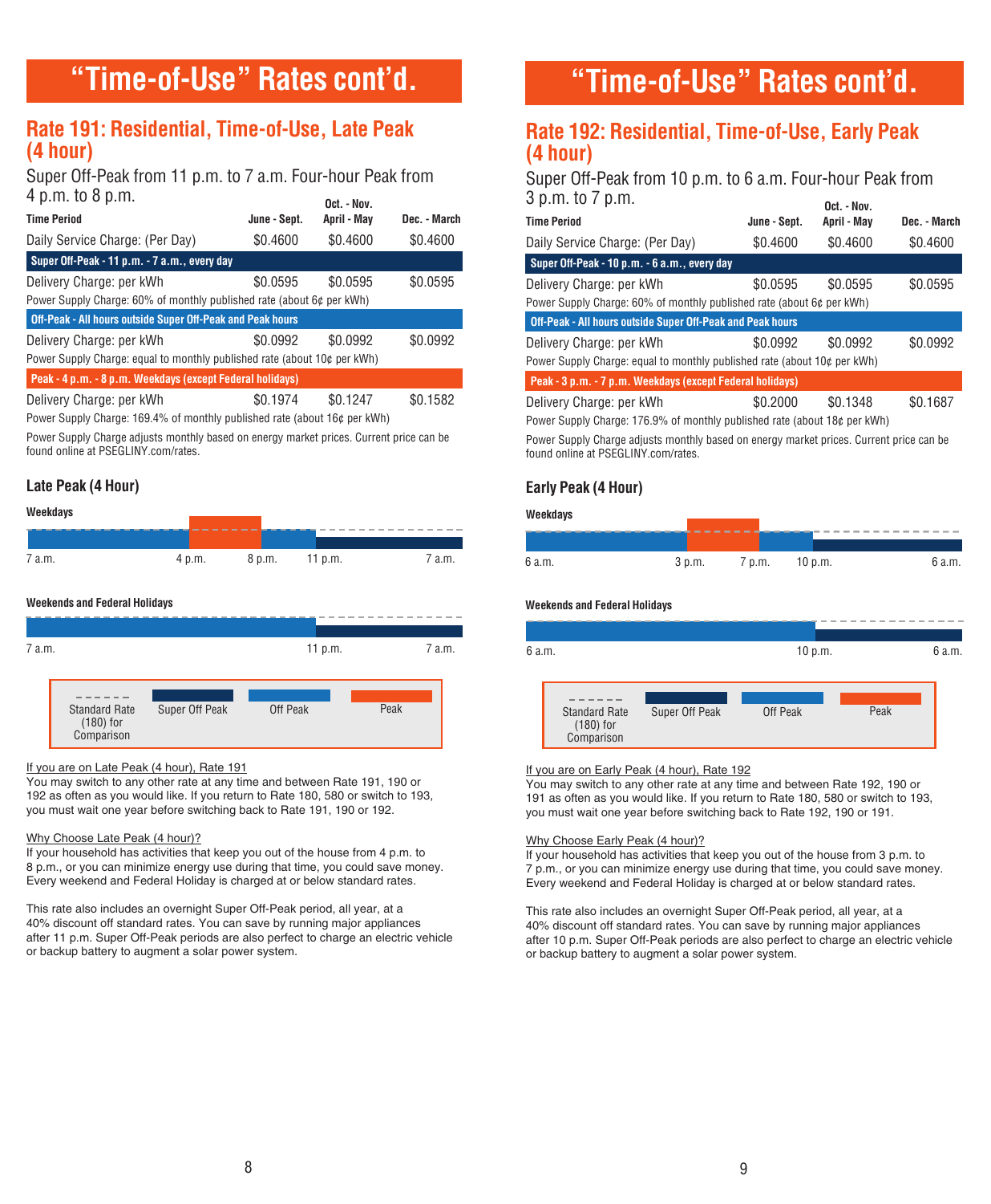# "Time-of-Use" Rates cont'd.

## Rate 191: Residential, Time-of-Use, Late Peak (4 hour)

Super Off-Peak from 11 p.m. to 7 a.m. Four-hour Peak from 4 p.m. to 8 p.m.

| Time Period | June - Sept. | Oct. - Nov. April - May | Dec. - March |
|---|---|---|---|
| Daily Service Charge: (Per Day) | $0.4600 | $0.4600 | $0.4600 |
| **Super Off-Peak - 11 p.m. - 7 a.m., every day** | | | |
| Delivery Charge: per kWh | $0.0595 | $0.0595 | $0.0595 |
| Power Supply Charge: 60% of monthly published rate (about 6¢ per kWh) | | | |
| **Off-Peak - All hours outside Super Off-Peak and Peak hours** | | | |
| Delivery Charge: per kWh | $0.0992 | $0.0992 | $0.0992 |
| Power Supply Charge: equal to monthly published rate (about 10¢ per kWh) | | | |
| **Peak - 4 p.m. - 8 p.m. Weekdays (except Federal holidays)** | | | |
| Delivery Charge: per kWh | $0.1974 | $0.1247 | $0.1582 |
| Power Supply Charge: 169.4% of monthly published rate (about 16¢ per kWh) | | | |

Power Supply Charge adjusts monthly based on energy market prices. Current price can be found online at PSEGLINY.com/rates.

### Late Peak (4 Hour)

**Weekdays**

7 a.m. | 4 p.m. | 8 p.m. | 11 p.m. | 7 a.m.

**Weekends and Federal Holidays**

7 a.m. | 11 p.m. | 7 a.m.

Standard Rate (180) for Comparison | Super Off Peak | Off Peak | Peak

If you are on Late Peak (4 hour), Rate 191

You may switch to any other rate at any time and between Rate 191, 190 or 192 as often as you would like. If you return to Rate 180, 580 or switch to 193, you must wait one year before switching back to Rate 191, 190 or 192.

Why Choose Late Peak (4 hour)?

If your household has activities that keep you out of the house from 4 p.m. to 8 p.m., or you can minimize energy use during that time, you could save money. Every weekend and Federal Holiday is charged at or below standard rates.

This rate also includes an overnight Super Off-Peak period, all year, at a 40% discount off standard rates. You can save by running major appliances after 11 p.m. Super Off-Peak periods are also perfect to charge an electric vehicle or backup battery to augment a solar power system.

# "Time-of-Use" Rates cont'd.

## Rate 192: Residential, Time-of-Use, Early Peak (4 hour)

Super Off-Peak from 10 p.m. to 6 a.m. Four-hour Peak from 3 p.m. to 7 p.m.

| Time Period | June - Sept. | Oct. - Nov. April - May | Dec. - March |
|---|---|---|---|
| Daily Service Charge: (Per Day) | $0.4600 | $0.4600 | $0.4600 |
| **Super Off-Peak - 10 p.m. - 6 a.m., every day** | | | |
| Delivery Charge: per kWh | $0.0595 | $0.0595 | $0.0595 |
| Power Supply Charge: 60% of monthly published rate (about 6¢ per kWh) | | | |
| **Off-Peak - All hours outside Super Off-Peak and Peak hours** | | | |
| Delivery Charge: per kWh | $0.0992 | $0.0992 | $0.0992 |
| Power Supply Charge: equal to monthly published rate (about 10¢ per kWh) | | | |
| **Peak - 3 p.m. - 7 p.m. Weekdays (except Federal holidays)** | | | |
| Delivery Charge: per kWh | $0.2000 | $0.1348 | $0.1687 |
| Power Supply Charge: 176.9% of monthly published rate (about 18¢ per kWh) | | | |

Power Supply Charge adjusts monthly based on energy market prices. Current price can be found online at PSEGLINY.com/rates.

### Early Peak (4 Hour)

**Weekdays**

6 a.m. | 3 p.m. | 7 p.m. | 10 p.m. | 6 a.m.

**Weekends and Federal Holidays**

6 a.m. | 10 p.m. | 6 a.m.

Standard Rate (180) for Comparison | Super Off Peak | Off Peak | Peak

If you are on Early Peak (4 hour), Rate 192

You may switch to any other rate at any time and between Rate 192, 190 or 191 as often as you would like. If you return to Rate 180, 580 or switch to 193, you must wait one year before switching back to Rate 192, 190 or 191.

Why Choose Early Peak (4 hour)?

If your household has activities that keep you out of the house from 3 p.m. to 7 p.m., or you can minimize energy use during that time, you could save money. Every weekend and Federal Holiday is charged at or below standard rates.

This rate also includes an overnight Super Off-Peak period, all year, at a 40% discount off standard rates. You can save by running major appliances after 10 p.m. Super Off-Peak periods are also perfect to charge an electric vehicle or backup battery to augment a solar power system.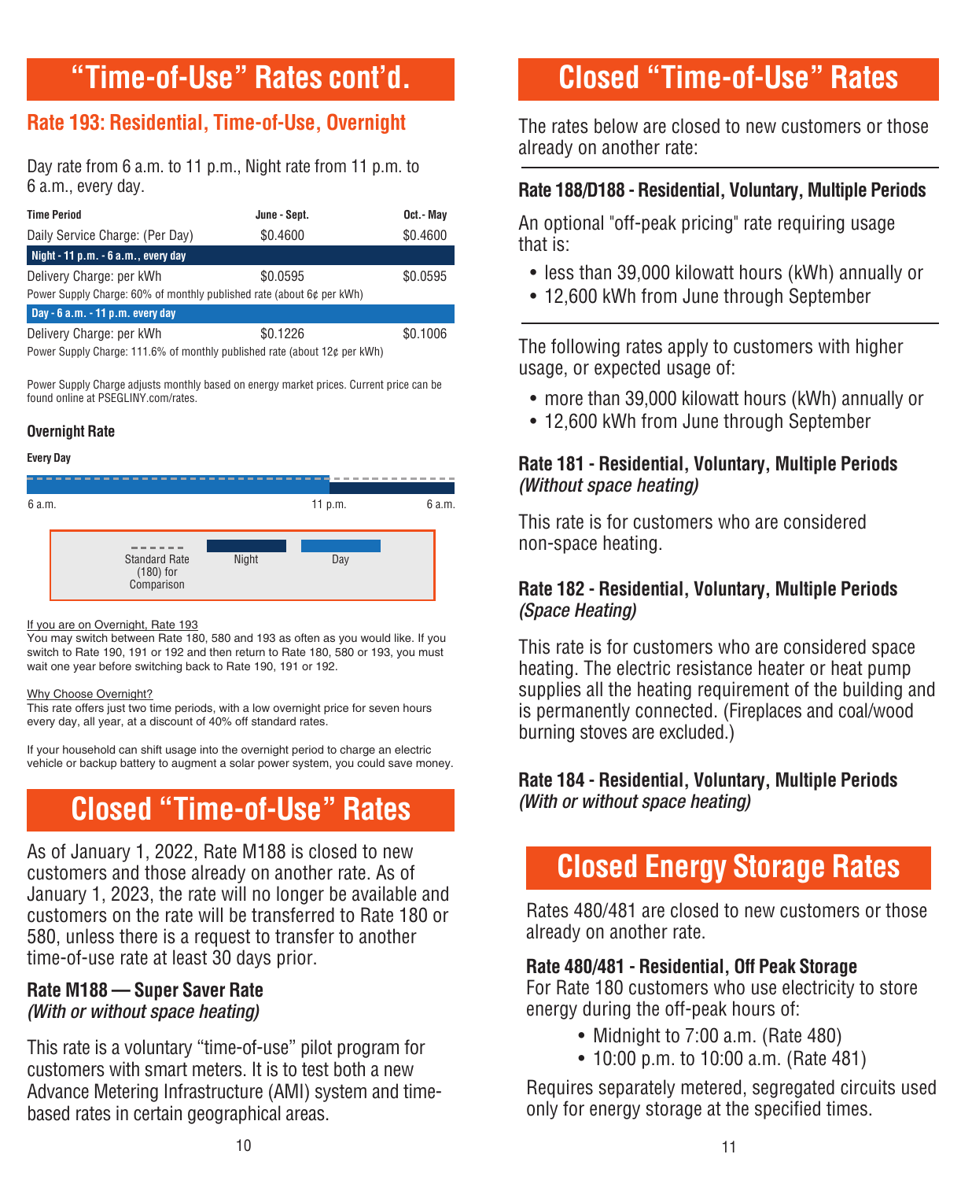# "Time-of-Use" Rates cont'd.

## Rate 193: Residential, Time-of-Use, Overnight

Day rate from 6 a.m. to 11 p.m., Night rate from 11 p.m. to 6 a.m., every day.

| Time Period | June - Sept. | Oct.- May |
|---|---|---|
| Daily Service Charge: (Per Day) | $0.4600 | $0.4600 |
| **Night - 11 p.m. - 6 a.m., every day** | | |
| Delivery Charge: per kWh | $0.0595 | $0.0595 |
| Power Supply Charge: 60% of monthly published rate (about 6¢ per kWh) | | |
| **Day - 6 a.m. - 11 p.m. every day** | | |
| Delivery Charge: per kWh | $0.1226 | $0.1006 |
| Power Supply Charge: 111.6% of monthly published rate (about 12¢ per kWh) | | |

Power Supply Charge adjusts monthly based on energy market prices. Current price can be found online at PSEGLINY.com/rates.

### Overnight Rate

**Every Day**

6 a.m. | 11 p.m. | 6 a.m.

Standard Rate (180) for Comparison | Night | Day

If you are on Overnight, Rate 193

You may switch between Rate 180, 580 and 193 as often as you would like. If you switch to Rate 190, 191 or 192 and then return to Rate 180, 580 or 193, you must wait one year before switching back to Rate 190, 191 or 192.

Why Choose Overnight?

This rate offers just two time periods, with a low overnight price for seven hours every day, all year, at a discount of 40% off standard rates.

If your household can shift usage into the overnight period to charge an electric vehicle or backup battery to augment a solar power system, you could save money.

# Closed "Time-of-Use" Rates

As of January 1, 2022, Rate M188 is closed to new customers and those already on another rate. As of January 1, 2023, the rate will no longer be available and customers on the rate will be transferred to Rate 180 or 580, unless there is a request to transfer to another time-of-use rate at least 30 days prior.

### Rate M188 — Super Saver Rate
*(With or without space heating)*

This rate is a voluntary "time-of-use" pilot program for customers with smart meters. It is to test both a new Advance Metering Infrastructure (AMI) system and time-based rates in certain geographical areas.

# Closed "Time-of-Use" Rates

The rates below are closed to new customers or those already on another rate:

### Rate 188/D188 - Residential, Voluntary, Multiple Periods

An optional "off-peak pricing" rate requiring usage that is:

- less than 39,000 kilowatt hours (kWh) annually or
- 12,600 kWh from June through September

The following rates apply to customers with higher usage, or expected usage of:

- more than 39,000 kilowatt hours (kWh) annually or
- 12,600 kWh from June through September

### Rate 181 - Residential, Voluntary, Multiple Periods
*(Without space heating)*

This rate is for customers who are considered non-space heating.

### Rate 182 - Residential, Voluntary, Multiple Periods
*(Space Heating)*

This rate is for customers who are considered space heating. The electric resistance heater or heat pump supplies all the heating requirement of the building and is permanently connected. (Fireplaces and coal/wood burning stoves are excluded.)

### Rate 184 - Residential, Voluntary, Multiple Periods
*(With or without space heating)*

# Closed Energy Storage Rates

Rates 480/481 are closed to new customers or those already on another rate.

**Rate 480/481 - Residential, Off Peak Storage**
For Rate 180 customers who use electricity to store energy during the off-peak hours of:

- Midnight to 7:00 a.m. (Rate 480)
- 10:00 p.m. to 10:00 a.m. (Rate 481)

Requires separately metered, segregated circuits used only for energy storage at the specified times.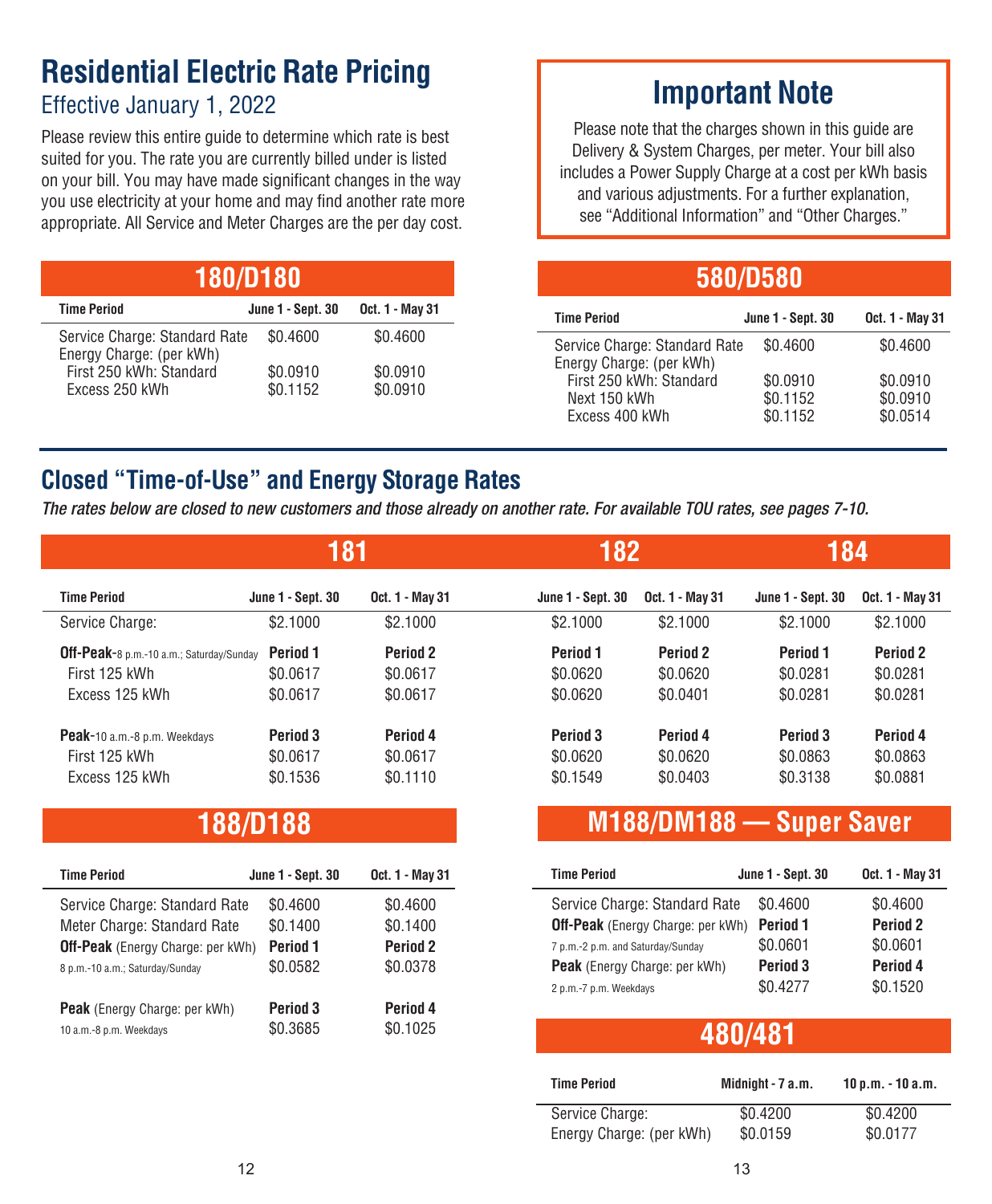# Residential Electric Rate Pricing

## Effective January 1, 2022

Please review this entire guide to determine which rate is best suited for you. The rate you are currently billed under is listed on your bill. You may have made significant changes in the way you use electricity at your home and may find another rate more appropriate. All Service and Meter Charges are the per day cost.

### 180/D180

| Time Period | June 1 - Sept. 30 | Oct. 1 - May 31 |
|---|---|---|
| Service Charge: Standard Rate | $0.4600 | $0.4600 |
| Energy Charge: (per kWh) | | |
| First 250 kWh: Standard | $0.0910 | $0.0910 |
| Excess 250 kWh | $0.1152 | $0.0910 |

## Important Note

Please note that the charges shown in this guide are Delivery & System Charges, per meter. Your bill also includes a Power Supply Charge at a cost per kWh basis and various adjustments. For a further explanation, see "Additional Information" and "Other Charges."

### 580/D580

| Time Period | June 1 - Sept. 30 | Oct. 1 - May 31 |
|---|---|---|
| Service Charge: Standard Rate | $0.4600 | $0.4600 |
| Energy Charge: (per kWh) | | |
| First 250 kWh: Standard | $0.0910 | $0.0910 |
| Next 150 kWh | $0.1152 | $0.0910 |
| Excess 400 kWh | $0.1152 | $0.0514 |

## Closed "Time-of-Use" and Energy Storage Rates

*The rates below are closed to new customers and those already on another rate. For available TOU rates, see pages 7-10.*

| | 181 | | 182 | | 184 | |
|---|---|---|---|---|---|---|
| Time Period | June 1 - Sept. 30 | Oct. 1 - May 31 | June 1 - Sept. 30 | Oct. 1 - May 31 | June 1 - Sept. 30 | Oct. 1 - May 31 |
| Service Charge: | $2.1000 | $2.1000 | $2.1000 | $2.1000 | $2.1000 | $2.1000 |
| **Off-Peak**-8 p.m.-10 a.m.; Saturday/Sunday | **Period 1** | **Period 2** | **Period 1** | **Period 2** | **Period 1** | **Period 2** |
| First 125 kWh | $0.0617 | $0.0617 | $0.0620 | $0.0620 | $0.0281 | $0.0281 |
| Excess 125 kWh | $0.0617 | $0.0617 | $0.0620 | $0.0401 | $0.0281 | $0.0281 |
| **Peak**-10 a.m.-8 p.m. Weekdays | **Period 3** | **Period 4** | **Period 3** | **Period 4** | **Period 3** | **Period 4** |
| First 125 kWh | $0.0617 | $0.0617 | $0.0620 | $0.0620 | $0.0863 | $0.0863 |
| Excess 125 kWh | $0.1536 | $0.1110 | $0.1549 | $0.0403 | $0.3138 | $0.0881 |

### 188/D188

| Time Period | June 1 - Sept. 30 | Oct. 1 - May 31 |
|---|---|---|
| Service Charge: Standard Rate | $0.4600 | $0.4600 |
| Meter Charge: Standard Rate | $0.1400 | $0.1400 |
| **Off-Peak** (Energy Charge: per kWh) | **Period 1** | **Period 2** |
| 8 p.m.-10 a.m.; Saturday/Sunday | $0.0582 | $0.0378 |
| **Peak** (Energy Charge: per kWh) | **Period 3** | **Period 4** |
| 10 a.m.-8 p.m. Weekdays | $0.3685 | $0.1025 |

### M188/DM188 — Super Saver

| Time Period | June 1 - Sept. 30 | Oct. 1 - May 31 |
|---|---|---|
| Service Charge: Standard Rate | $0.4600 | $0.4600 |
| **Off-Peak** (Energy Charge: per kWh) | **Period 1** | **Period 2** |
| 7 p.m.-2 p.m. and Saturday/Sunday | $0.0601 | $0.0601 |
| **Peak** (Energy Charge: per kWh) | **Period 3** | **Period 4** |
| 2 p.m.-7 p.m. Weekdays | $0.4277 | $0.1520 |

### 480/481

| Time Period | Midnight - 7 a.m. | 10 p.m. - 10 a.m. |
|---|---|---|
| Service Charge: | $0.4200 | $0.4200 |
| Energy Charge: (per kWh) | $0.0159 | $0.0177 |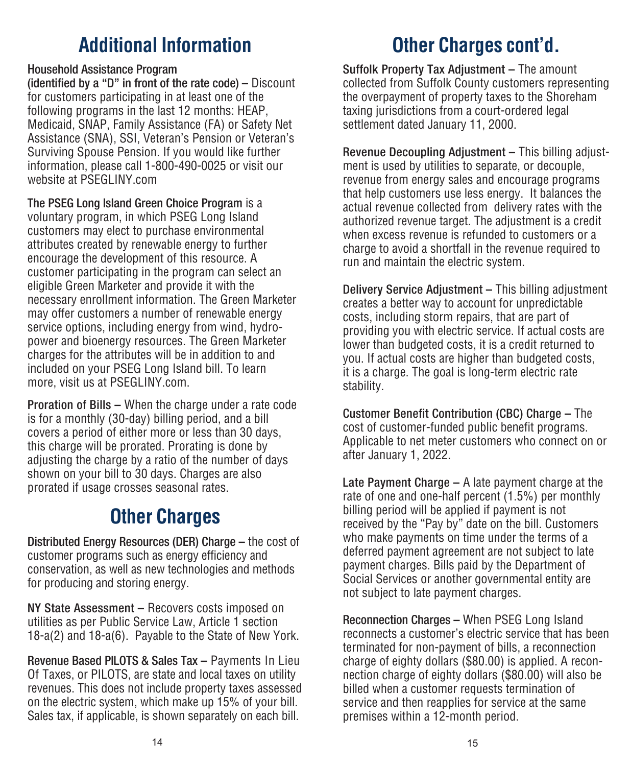## Additional Information

**Household Assistance Program**
**(identified by a "D" in front of the rate code) –** Discount for customers participating in at least one of the following programs in the last 12 months: HEAP, Medicaid, SNAP, Family Assistance (FA) or Safety Net Assistance (SNA), SSI, Veteran's Pension or Veteran's Surviving Spouse Pension. If you would like further information, please call 1-800-490-0025 or visit our website at PSEGLINY.com

**The PSEG Long Island Green Choice Program** is a voluntary program, in which PSEG Long Island customers may elect to purchase environmental attributes created by renewable energy to further encourage the development of this resource. A customer participating in the program can select an eligible Green Marketer and provide it with the necessary enrollment information. The Green Marketer may offer customers a number of renewable energy service options, including energy from wind, hydropower and bioenergy resources. The Green Marketer charges for the attributes will be in addition to and included on your PSEG Long Island bill. To learn more, visit us at PSEGLINY.com.

**Proration of Bills –** When the charge under a rate code is for a monthly (30-day) billing period, and a bill covers a period of either more or less than 30 days, this charge will be prorated. Prorating is done by adjusting the charge by a ratio of the number of days shown on your bill to 30 days. Charges are also prorated if usage crosses seasonal rates.

## Other Charges

**Distributed Energy Resources (DER) Charge –** the cost of customer programs such as energy efficiency and conservation, as well as new technologies and methods for producing and storing energy.

**NY State Assessment –** Recovers costs imposed on utilities as per Public Service Law, Article 1 section 18-a(2) and 18-a(6). Payable to the State of New York.

**Revenue Based PILOTS & Sales Tax –** Payments In Lieu Of Taxes, or PILOTS, are state and local taxes on utility revenues. This does not include property taxes assessed on the electric system, which make up 15% of your bill. Sales tax, if applicable, is shown separately on each bill.

## Other Charges cont'd.

**Suffolk Property Tax Adjustment –** The amount collected from Suffolk County customers representing the overpayment of property taxes to the Shoreham taxing jurisdictions from a court-ordered legal settlement dated January 11, 2000.

**Revenue Decoupling Adjustment –** This billing adjustment is used by utilities to separate, or decouple, revenue from energy sales and encourage programs that help customers use less energy. It balances the actual revenue collected from delivery rates with the authorized revenue target. The adjustment is a credit when excess revenue is refunded to customers or a charge to avoid a shortfall in the revenue required to run and maintain the electric system.

**Delivery Service Adjustment –** This billing adjustment creates a better way to account for unpredictable costs, including storm repairs, that are part of providing you with electric service. If actual costs are lower than budgeted costs, it is a credit returned to you. If actual costs are higher than budgeted costs, it is a charge. The goal is long-term electric rate stability.

**Customer Benefit Contribution (CBC) Charge –** The cost of customer-funded public benefit programs. Applicable to net meter customers who connect on or after January 1, 2022.

**Late Payment Charge –** A late payment charge at the rate of one and one-half percent (1.5%) per monthly billing period will be applied if payment is not received by the "Pay by" date on the bill. Customers who make payments on time under the terms of a deferred payment agreement are not subject to late payment charges. Bills paid by the Department of Social Services or another governmental entity are not subject to late payment charges.

**Reconnection Charges –** When PSEG Long Island reconnects a customer's electric service that has been terminated for non-payment of bills, a reconnection charge of eighty dollars ($80.00) is applied. A reconnection charge of eighty dollars ($80.00) will also be billed when a customer requests termination of service and then reapplies for service at the same premises within a 12-month period.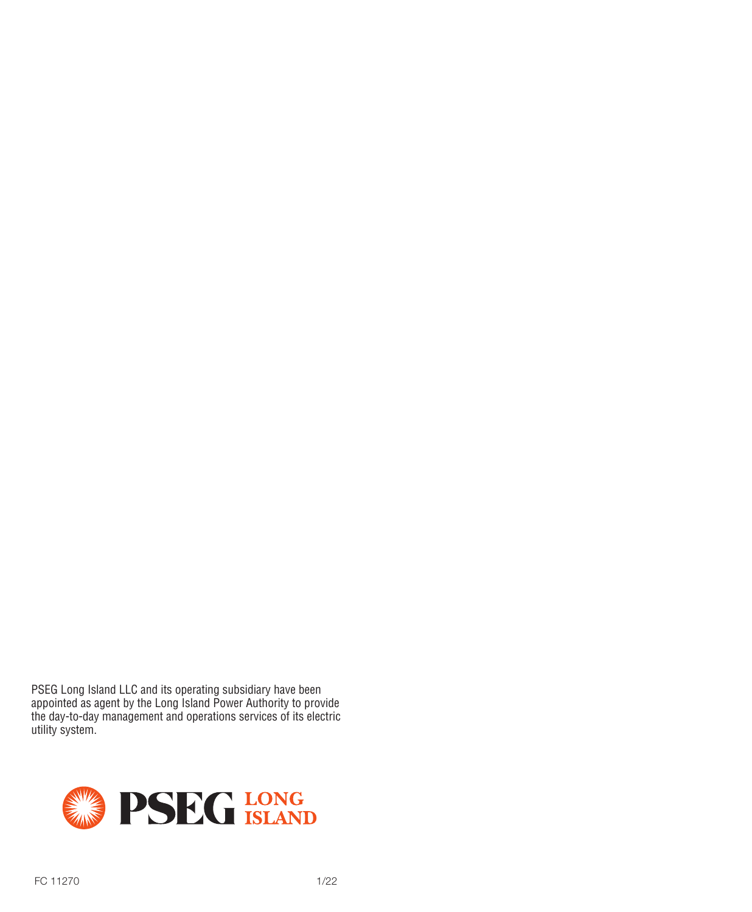PSEG Long Island LLC and its operating subsidiary have been appointed as agent by the Long Island Power Authority to provide the day-to-day management and operations services of its electric utility system.

PSEG LONG ISLAND

FC 11270

1/22